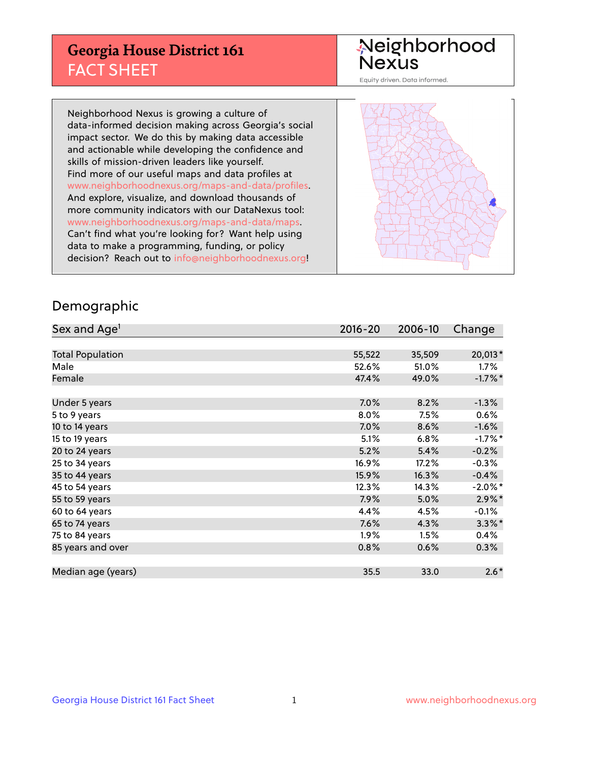# Georgia House District 161
## FACT SHEET

Neighborhood Nexus
Equity driven. Data informed.

Neighborhood Nexus is growing a culture of data-informed decision making across Georgia's social impact sector. We do this by making data accessible and actionable while developing the confidence and skills of mission-driven leaders like yourself. Find more of our useful maps and data profiles at www.neighborhoodnexus.org/maps-and-data/profiles. And explore, visualize, and download thousands of more community indicators with our DataNexus tool: www.neighborhoodnexus.org/maps-and-data/maps. Can't find what you're looking for? Want help using data to make a programming, funding, or policy decision? Reach out to info@neighborhoodnexus.org!

## Demographic

| Sex and Age[1] | 2016-20 | 2006-10 | Change |
|---|---|---|---|
| Total Population | 55,522 | 35,509 | 20,013* |
| Male | 52.6% | 51.0% | 1.7% |
| Female | 47.4% | 49.0% | -1.7%* |
| Under 5 years | 7.0% | 8.2% | -1.3% |
| 5 to 9 years | 8.0% | 7.5% | 0.6% |
| 10 to 14 years | 7.0% | 8.6% | -1.6% |
| 15 to 19 years | 5.1% | 6.8% | -1.7%* |
| 20 to 24 years | 5.2% | 5.4% | -0.2% |
| 25 to 34 years | 16.9% | 17.2% | -0.3% |
| 35 to 44 years | 15.9% | 16.3% | -0.4% |
| 45 to 54 years | 12.3% | 14.3% | -2.0%* |
| 55 to 59 years | 7.9% | 5.0% | 2.9%* |
| 60 to 64 years | 4.4% | 4.5% | -0.1% |
| 65 to 74 years | 7.6% | 4.3% | 3.3%* |
| 75 to 84 years | 1.9% | 1.5% | 0.4% |
| 85 years and over | 0.8% | 0.6% | 0.3% |
| Median age (years) | 35.5 | 33.0 | 2.6* |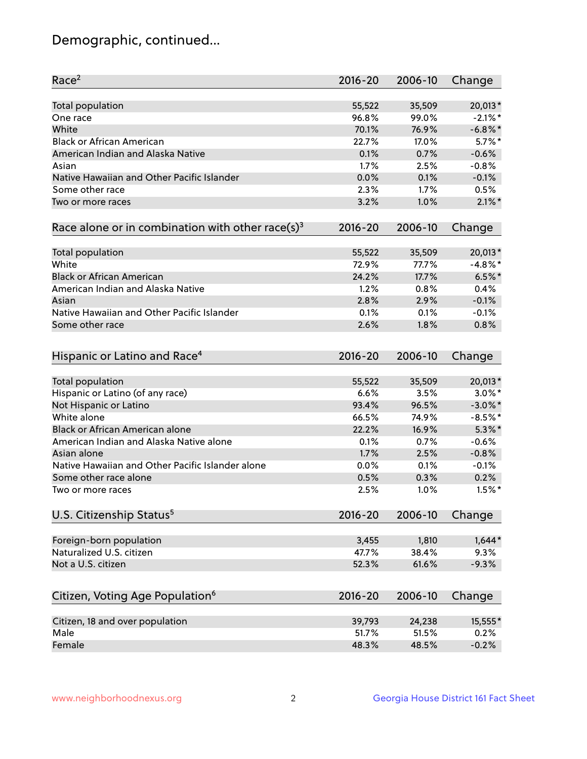# Demographic, continued...

| Race[2] | 2016-20 | 2006-10 | Change |
|---|---|---|---|
| Total population | 55,522 | 35,509 | 20,013* |
| One race | 96.8% | 99.0% | -2.1%* |
| White | 70.1% | 76.9% | -6.8%* |
| Black or African American | 22.7% | 17.0% | 5.7%* |
| American Indian and Alaska Native | 0.1% | 0.7% | -0.6% |
| Asian | 1.7% | 2.5% | -0.8% |
| Native Hawaiian and Other Pacific Islander | 0.0% | 0.1% | -0.1% |
| Some other race | 2.3% | 1.7% | 0.5% |
| Two or more races | 3.2% | 1.0% | 2.1%* |

| Race alone or in combination with other race(s)[3] | 2016-20 | 2006-10 | Change |
|---|---|---|---|
| Total population | 55,522 | 35,509 | 20,013* |
| White | 72.9% | 77.7% | -4.8%* |
| Black or African American | 24.2% | 17.7% | 6.5%* |
| American Indian and Alaska Native | 1.2% | 0.8% | 0.4% |
| Asian | 2.8% | 2.9% | -0.1% |
| Native Hawaiian and Other Pacific Islander | 0.1% | 0.1% | -0.1% |
| Some other race | 2.6% | 1.8% | 0.8% |

| Hispanic or Latino and Race[4] | 2016-20 | 2006-10 | Change |
|---|---|---|---|
| Total population | 55,522 | 35,509 | 20,013* |
| Hispanic or Latino (of any race) | 6.6% | 3.5% | 3.0%* |
| Not Hispanic or Latino | 93.4% | 96.5% | -3.0%* |
| White alone | 66.5% | 74.9% | -8.5%* |
| Black or African American alone | 22.2% | 16.9% | 5.3%* |
| American Indian and Alaska Native alone | 0.1% | 0.7% | -0.6% |
| Asian alone | 1.7% | 2.5% | -0.8% |
| Native Hawaiian and Other Pacific Islander alone | 0.0% | 0.1% | -0.1% |
| Some other race alone | 0.5% | 0.3% | 0.2% |
| Two or more races | 2.5% | 1.0% | 1.5%* |

| U.S. Citizenship Status[5] | 2016-20 | 2006-10 | Change |
|---|---|---|---|
| Foreign-born population | 3,455 | 1,810 | 1,644* |
| Naturalized U.S. citizen | 47.7% | 38.4% | 9.3% |
| Not a U.S. citizen | 52.3% | 61.6% | -9.3% |

| Citizen, Voting Age Population[6] | 2016-20 | 2006-10 | Change |
|---|---|---|---|
| Citizen, 18 and over population | 39,793 | 24,238 | 15,555* |
| Male | 51.7% | 51.5% | 0.2% |
| Female | 48.3% | 48.5% | -0.2% |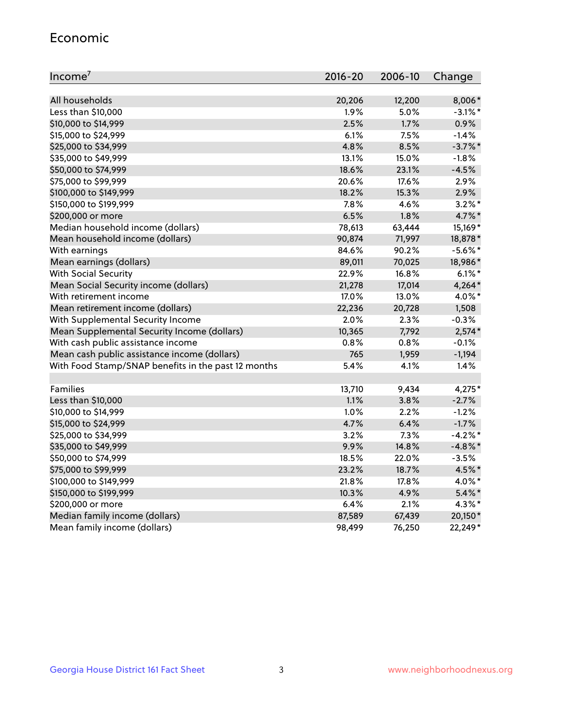## Economic

| Income[7] | 2016-20 | 2006-10 | Change |
|---|---|---|---|
| All households | 20,206 | 12,200 | 8,006* |
| Less than $10,000 | 1.9% | 5.0% | -3.1%* |
| $10,000 to $14,999 | 2.5% | 1.7% | 0.9% |
| $15,000 to $24,999 | 6.1% | 7.5% | -1.4% |
| $25,000 to $34,999 | 4.8% | 8.5% | -3.7%* |
| $35,000 to $49,999 | 13.1% | 15.0% | -1.8% |
| $50,000 to $74,999 | 18.6% | 23.1% | -4.5% |
| $75,000 to $99,999 | 20.6% | 17.6% | 2.9% |
| $100,000 to $149,999 | 18.2% | 15.3% | 2.9% |
| $150,000 to $199,999 | 7.8% | 4.6% | 3.2%* |
| $200,000 or more | 6.5% | 1.8% | 4.7%* |
| Median household income (dollars) | 78,613 | 63,444 | 15,169* |
| Mean household income (dollars) | 90,874 | 71,997 | 18,878* |
| With earnings | 84.6% | 90.2% | -5.6%* |
| Mean earnings (dollars) | 89,011 | 70,025 | 18,986* |
| With Social Security | 22.9% | 16.8% | 6.1%* |
| Mean Social Security income (dollars) | 21,278 | 17,014 | 4,264* |
| With retirement income | 17.0% | 13.0% | 4.0%* |
| Mean retirement income (dollars) | 22,236 | 20,728 | 1,508 |
| With Supplemental Security Income | 2.0% | 2.3% | -0.3% |
| Mean Supplemental Security Income (dollars) | 10,365 | 7,792 | 2,574* |
| With cash public assistance income | 0.8% | 0.8% | -0.1% |
| Mean cash public assistance income (dollars) | 765 | 1,959 | -1,194 |
| With Food Stamp/SNAP benefits in the past 12 months | 5.4% | 4.1% | 1.4% |
| | | | |
| Families | 13,710 | 9,434 | 4,275* |
| Less than $10,000 | 1.1% | 3.8% | -2.7% |
| $10,000 to $14,999 | 1.0% | 2.2% | -1.2% |
| $15,000 to $24,999 | 4.7% | 6.4% | -1.7% |
| $25,000 to $34,999 | 3.2% | 7.3% | -4.2%* |
| $35,000 to $49,999 | 9.9% | 14.8% | -4.8%* |
| $50,000 to $74,999 | 18.5% | 22.0% | -3.5% |
| $75,000 to $99,999 | 23.2% | 18.7% | 4.5%* |
| $100,000 to $149,999 | 21.8% | 17.8% | 4.0%* |
| $150,000 to $199,999 | 10.3% | 4.9% | 5.4%* |
| $200,000 or more | 6.4% | 2.1% | 4.3%* |
| Median family income (dollars) | 87,589 | 67,439 | 20,150* |
| Mean family income (dollars) | 98,499 | 76,250 | 22,249* |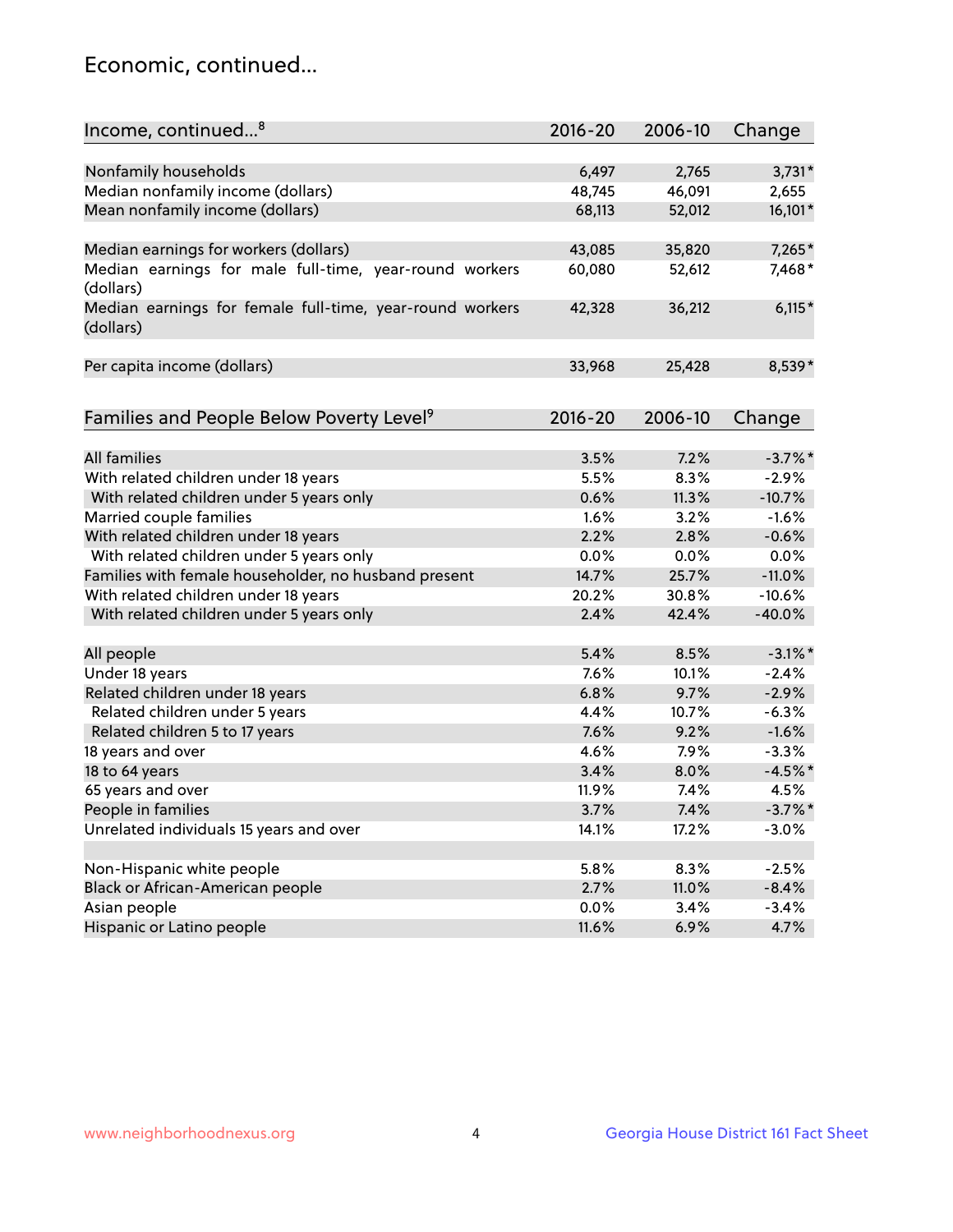## Economic, continued...

| Income, continued...[8] | 2016-20 | 2006-10 | Change |
|---|---|---|---|
| Nonfamily households | 6,497 | 2,765 | 3,731* |
| Median nonfamily income (dollars) | 48,745 | 46,091 | 2,655 |
| Mean nonfamily income (dollars) | 68,113 | 52,012 | 16,101* |
| Median earnings for workers (dollars) | 43,085 | 35,820 | 7,265* |
| Median earnings for male full-time, year-round workers (dollars) | 60,080 | 52,612 | 7,468* |
| Median earnings for female full-time, year-round workers (dollars) | 42,328 | 36,212 | 6,115* |
| Per capita income (dollars) | 33,968 | 25,428 | 8,539* |

| Families and People Below Poverty Level[9] | 2016-20 | 2006-10 | Change |
|---|---|---|---|
| All families | 3.5% | 7.2% | -3.7%* |
| With related children under 18 years | 5.5% | 8.3% | -2.9% |
| With related children under 5 years only | 0.6% | 11.3% | -10.7% |
| Married couple families | 1.6% | 3.2% | -1.6% |
| With related children under 18 years | 2.2% | 2.8% | -0.6% |
| With related children under 5 years only | 0.0% | 0.0% | 0.0% |
| Families with female householder, no husband present | 14.7% | 25.7% | -11.0% |
| With related children under 18 years | 20.2% | 30.8% | -10.6% |
| With related children under 5 years only | 2.4% | 42.4% | -40.0% |
| All people | 5.4% | 8.5% | -3.1%* |
| Under 18 years | 7.6% | 10.1% | -2.4% |
| Related children under 18 years | 6.8% | 9.7% | -2.9% |
| Related children under 5 years | 4.4% | 10.7% | -6.3% |
| Related children 5 to 17 years | 7.6% | 9.2% | -1.6% |
| 18 years and over | 4.6% | 7.9% | -3.3% |
| 18 to 64 years | 3.4% | 8.0% | -4.5%* |
| 65 years and over | 11.9% | 7.4% | 4.5% |
| People in families | 3.7% | 7.4% | -3.7%* |
| Unrelated individuals 15 years and over | 14.1% | 17.2% | -3.0% |
| Non-Hispanic white people | 5.8% | 8.3% | -2.5% |
| Black or African-American people | 2.7% | 11.0% | -8.4% |
| Asian people | 0.0% | 3.4% | -3.4% |
| Hispanic or Latino people | 11.6% | 6.9% | 4.7% |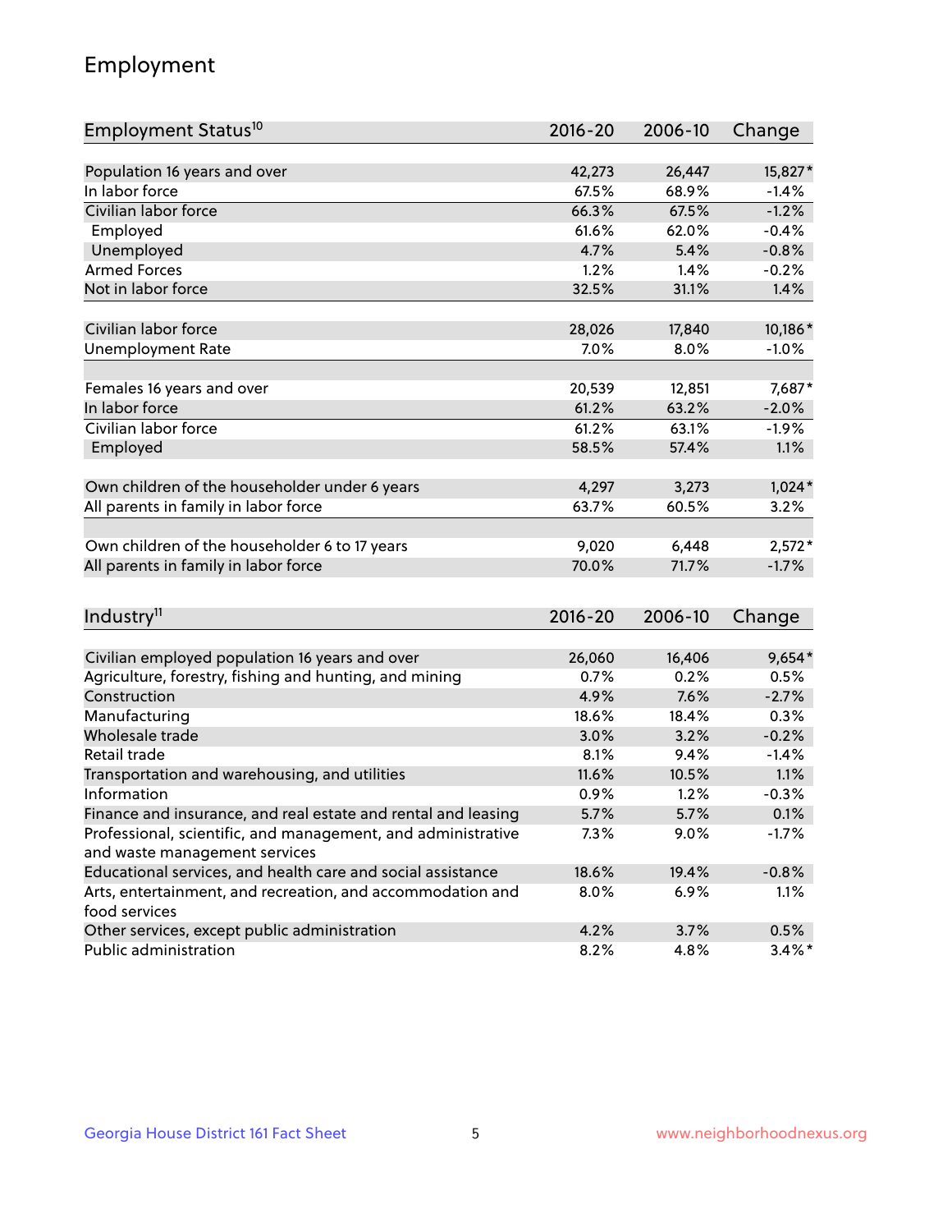# Employment

| Employment Status[10] | 2016-20 | 2006-10 | Change |
|---|---|---|---|
| Population 16 years and over | 42,273 | 26,447 | 15,827* |
| In labor force | 67.5% | 68.9% | -1.4% |
| Civilian labor force | 66.3% | 67.5% | -1.2% |
| Employed | 61.6% | 62.0% | -0.4% |
| Unemployed | 4.7% | 5.4% | -0.8% |
| Armed Forces | 1.2% | 1.4% | -0.2% |
| Not in labor force | 32.5% | 31.1% | 1.4% |
| | | | |
| Civilian labor force | 28,026 | 17,840 | 10,186* |
| Unemployment Rate | 7.0% | 8.0% | -1.0% |
| | | | |
| Females 16 years and over | 20,539 | 12,851 | 7,687* |
| In labor force | 61.2% | 63.2% | -2.0% |
| Civilian labor force | 61.2% | 63.1% | -1.9% |
| Employed | 58.5% | 57.4% | 1.1% |
| | | | |
| Own children of the householder under 6 years | 4,297 | 3,273 | 1,024* |
| All parents in family in labor force | 63.7% | 60.5% | 3.2% |
| | | | |
| Own children of the householder 6 to 17 years | 9,020 | 6,448 | 2,572* |
| All parents in family in labor force | 70.0% | 71.7% | -1.7% |

| Industry[11] | 2016-20 | 2006-10 | Change |
|---|---|---|---|
| Civilian employed population 16 years and over | 26,060 | 16,406 | 9,654* |
| Agriculture, forestry, fishing and hunting, and mining | 0.7% | 0.2% | 0.5% |
| Construction | 4.9% | 7.6% | -2.7% |
| Manufacturing | 18.6% | 18.4% | 0.3% |
| Wholesale trade | 3.0% | 3.2% | -0.2% |
| Retail trade | 8.1% | 9.4% | -1.4% |
| Transportation and warehousing, and utilities | 11.6% | 10.5% | 1.1% |
| Information | 0.9% | 1.2% | -0.3% |
| Finance and insurance, and real estate and rental and leasing | 5.7% | 5.7% | 0.1% |
| Professional, scientific, and management, and administrative and waste management services | 7.3% | 9.0% | -1.7% |
| Educational services, and health care and social assistance | 18.6% | 19.4% | -0.8% |
| Arts, entertainment, and recreation, and accommodation and food services | 8.0% | 6.9% | 1.1% |
| Other services, except public administration | 4.2% | 3.7% | 0.5% |
| Public administration | 8.2% | 4.8% | 3.4%* |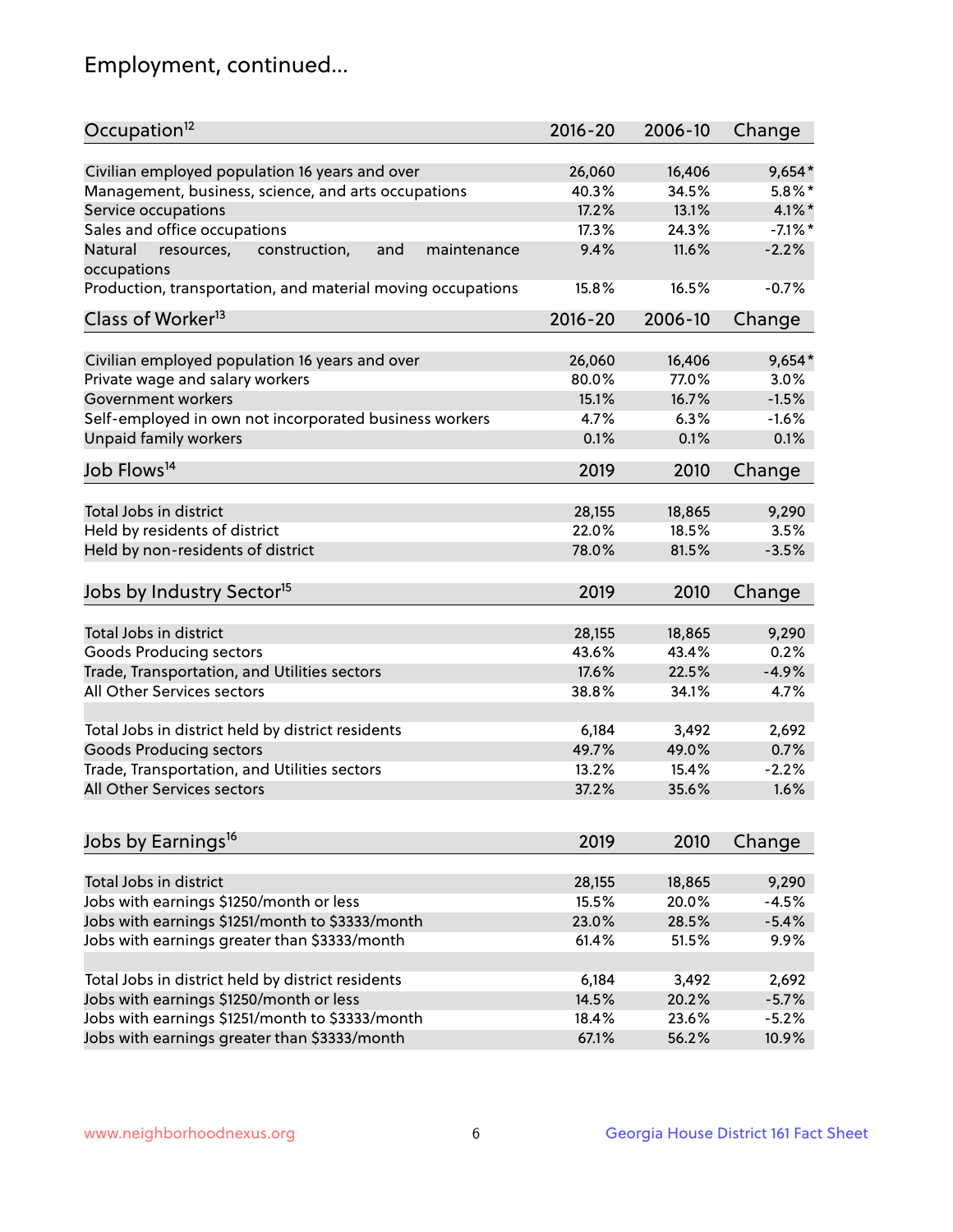# Employment, continued...

| Occupation[12] | 2016-20 | 2006-10 | Change |
|---|---|---|---|
| Civilian employed population 16 years and over | 26,060 | 16,406 | 9,654* |
| Management, business, science, and arts occupations | 40.3% | 34.5% | 5.8%* |
| Service occupations | 17.2% | 13.1% | 4.1%* |
| Sales and office occupations | 17.3% | 24.3% | -7.1%* |
| Natural resources, construction, and maintenance occupations | 9.4% | 11.6% | -2.2% |
| Production, transportation, and material moving occupations | 15.8% | 16.5% | -0.7% |

| Class of Worker[13] | 2016-20 | 2006-10 | Change |
|---|---|---|---|
| Civilian employed population 16 years and over | 26,060 | 16,406 | 9,654* |
| Private wage and salary workers | 80.0% | 77.0% | 3.0% |
| Government workers | 15.1% | 16.7% | -1.5% |
| Self-employed in own not incorporated business workers | 4.7% | 6.3% | -1.6% |
| Unpaid family workers | 0.1% | 0.1% | 0.1% |

| Job Flows[14] | 2019 | 2010 | Change |
|---|---|---|---|
| Total Jobs in district | 28,155 | 18,865 | 9,290 |
| Held by residents of district | 22.0% | 18.5% | 3.5% |
| Held by non-residents of district | 78.0% | 81.5% | -3.5% |

| Jobs by Industry Sector[15] | 2019 | 2010 | Change |
|---|---|---|---|
| Total Jobs in district | 28,155 | 18,865 | 9,290 |
| Goods Producing sectors | 43.6% | 43.4% | 0.2% |
| Trade, Transportation, and Utilities sectors | 17.6% | 22.5% | -4.9% |
| All Other Services sectors | 38.8% | 34.1% | 4.7% |
| | | | |
| Total Jobs in district held by district residents | 6,184 | 3,492 | 2,692 |
| Goods Producing sectors | 49.7% | 49.0% | 0.7% |
| Trade, Transportation, and Utilities sectors | 13.2% | 15.4% | -2.2% |
| All Other Services sectors | 37.2% | 35.6% | 1.6% |

| Jobs by Earnings[16] | 2019 | 2010 | Change |
|---|---|---|---|
| Total Jobs in district | 28,155 | 18,865 | 9,290 |
| Jobs with earnings $1250/month or less | 15.5% | 20.0% | -4.5% |
| Jobs with earnings $1251/month to $3333/month | 23.0% | 28.5% | -5.4% |
| Jobs with earnings greater than $3333/month | 61.4% | 51.5% | 9.9% |
| | | | |
| Total Jobs in district held by district residents | 6,184 | 3,492 | 2,692 |
| Jobs with earnings $1250/month or less | 14.5% | 20.2% | -5.7% |
| Jobs with earnings $1251/month to $3333/month | 18.4% | 23.6% | -5.2% |
| Jobs with earnings greater than $3333/month | 67.1% | 56.2% | 10.9% |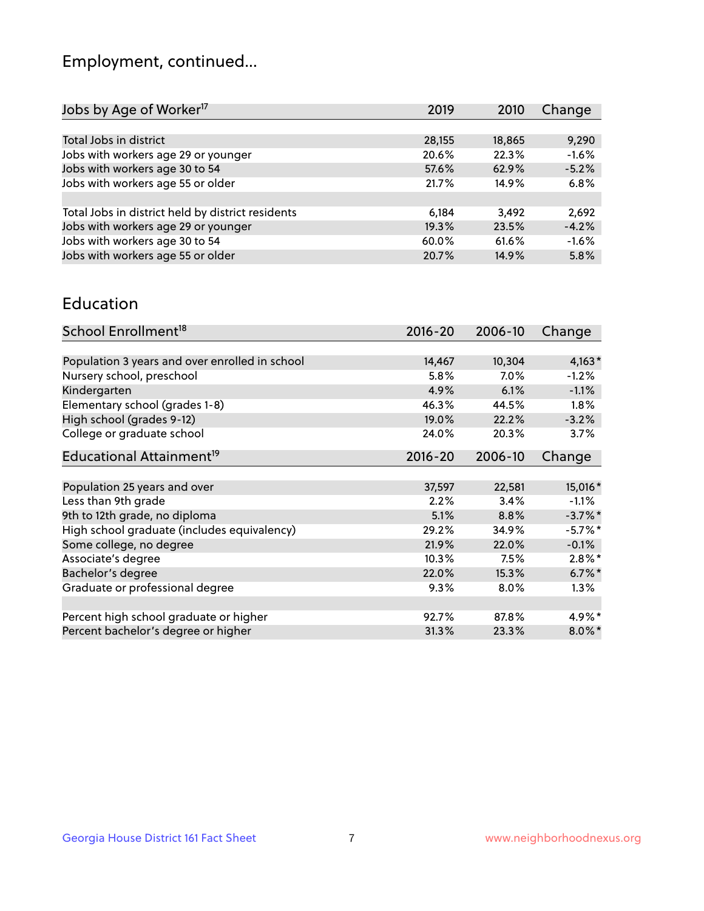## Employment, continued...

| Jobs by Age of Worker[17] | 2019 | 2010 | Change |
|---|---|---|---|
| Total Jobs in district | 28,155 | 18,865 | 9,290 |
| Jobs with workers age 29 or younger | 20.6% | 22.3% | -1.6% |
| Jobs with workers age 30 to 54 | 57.6% | 62.9% | -5.2% |
| Jobs with workers age 55 or older | 21.7% | 14.9% | 6.8% |
| | | | |
| Total Jobs in district held by district residents | 6,184 | 3,492 | 2,692 |
| Jobs with workers age 29 or younger | 19.3% | 23.5% | -4.2% |
| Jobs with workers age 30 to 54 | 60.0% | 61.6% | -1.6% |
| Jobs with workers age 55 or older | 20.7% | 14.9% | 5.8% |

## Education

| School Enrollment[18] | 2016-20 | 2006-10 | Change |
|---|---|---|---|
| Population 3 years and over enrolled in school | 14,467 | 10,304 | 4,163* |
| Nursery school, preschool | 5.8% | 7.0% | -1.2% |
| Kindergarten | 4.9% | 6.1% | -1.1% |
| Elementary school (grades 1-8) | 46.3% | 44.5% | 1.8% |
| High school (grades 9-12) | 19.0% | 22.2% | -3.2% |
| College or graduate school | 24.0% | 20.3% | 3.7% |

| Educational Attainment[19] | 2016-20 | 2006-10 | Change |
|---|---|---|---|
| Population 25 years and over | 37,597 | 22,581 | 15,016* |
| Less than 9th grade | 2.2% | 3.4% | -1.1% |
| 9th to 12th grade, no diploma | 5.1% | 8.8% | -3.7%* |
| High school graduate (includes equivalency) | 29.2% | 34.9% | -5.7%* |
| Some college, no degree | 21.9% | 22.0% | -0.1% |
| Associate's degree | 10.3% | 7.5% | 2.8%* |
| Bachelor's degree | 22.0% | 15.3% | 6.7%* |
| Graduate or professional degree | 9.3% | 8.0% | 1.3% |
| | | | |
| Percent high school graduate or higher | 92.7% | 87.8% | 4.9%* |
| Percent bachelor's degree or higher | 31.3% | 23.3% | 8.0%* |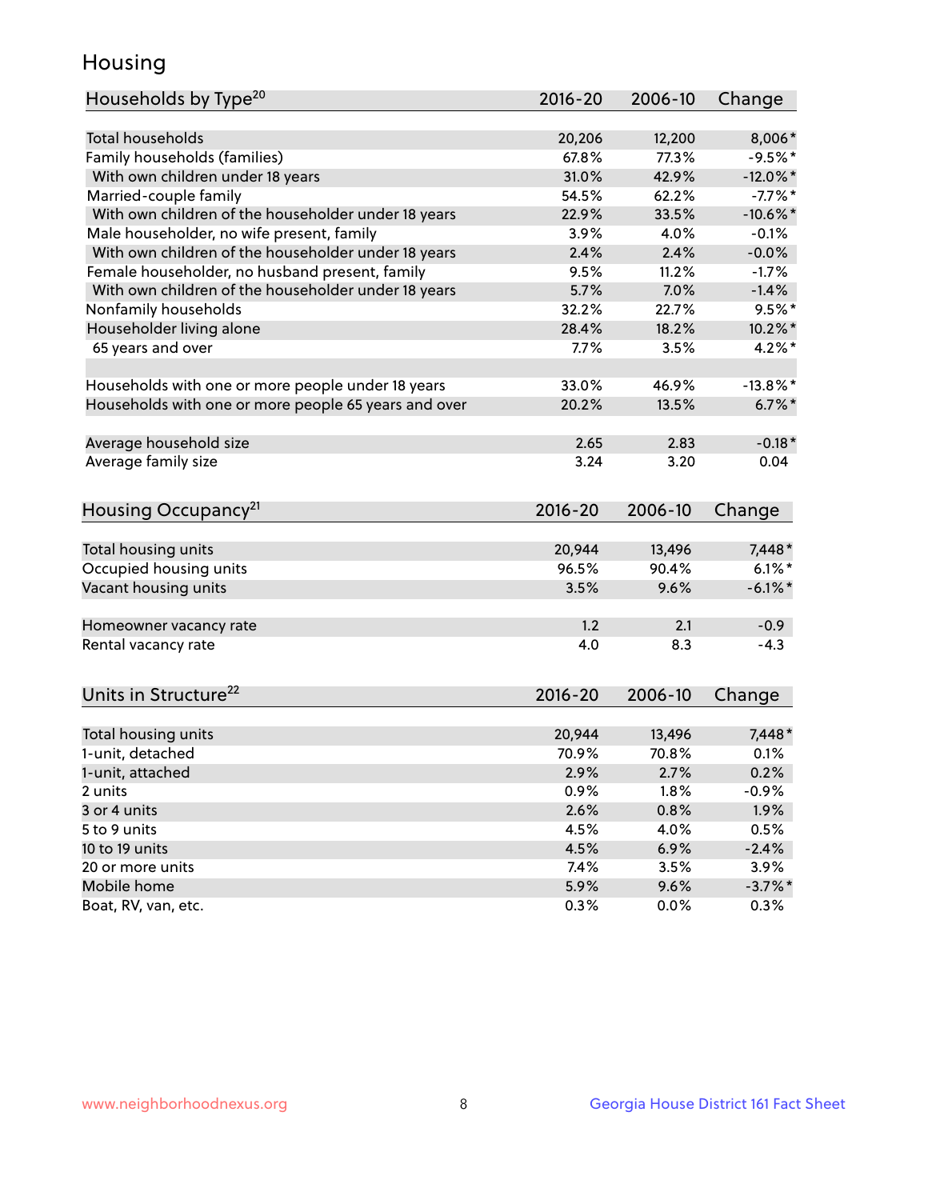# Housing

| Households by Type[20] | 2016-20 | 2006-10 | Change |
|---|---|---|---|
| Total households | 20,206 | 12,200 | 8,006* |
| Family households (families) | 67.8% | 77.3% | -9.5%* |
| With own children under 18 years | 31.0% | 42.9% | -12.0%* |
| Married-couple family | 54.5% | 62.2% | -7.7%* |
| With own children of the householder under 18 years | 22.9% | 33.5% | -10.6%* |
| Male householder, no wife present, family | 3.9% | 4.0% | -0.1% |
| With own children of the householder under 18 years | 2.4% | 2.4% | -0.0% |
| Female householder, no husband present, family | 9.5% | 11.2% | -1.7% |
| With own children of the householder under 18 years | 5.7% | 7.0% | -1.4% |
| Nonfamily households | 32.2% | 22.7% | 9.5%* |
| Householder living alone | 28.4% | 18.2% | 10.2%* |
| 65 years and over | 7.7% | 3.5% | 4.2%* |
| | | | |
| Households with one or more people under 18 years | 33.0% | 46.9% | -13.8%* |
| Households with one or more people 65 years and over | 20.2% | 13.5% | 6.7%* |
| | | | |
| Average household size | 2.65 | 2.83 | -0.18* |
| Average family size | 3.24 | 3.20 | 0.04 |

| Housing Occupancy[21] | 2016-20 | 2006-10 | Change |
|---|---|---|---|
| Total housing units | 20,944 | 13,496 | 7,448* |
| Occupied housing units | 96.5% | 90.4% | 6.1%* |
| Vacant housing units | 3.5% | 9.6% | -6.1%* |
| | | | |
| Homeowner vacancy rate | 1.2 | 2.1 | -0.9 |
| Rental vacancy rate | 4.0 | 8.3 | -4.3 |

| Units in Structure[22] | 2016-20 | 2006-10 | Change |
|---|---|---|---|
| Total housing units | 20,944 | 13,496 | 7,448* |
| 1-unit, detached | 70.9% | 70.8% | 0.1% |
| 1-unit, attached | 2.9% | 2.7% | 0.2% |
| 2 units | 0.9% | 1.8% | -0.9% |
| 3 or 4 units | 2.6% | 0.8% | 1.9% |
| 5 to 9 units | 4.5% | 4.0% | 0.5% |
| 10 to 19 units | 4.5% | 6.9% | -2.4% |
| 20 or more units | 7.4% | 3.5% | 3.9% |
| Mobile home | 5.9% | 9.6% | -3.7%* |
| Boat, RV, van, etc. | 0.3% | 0.0% | 0.3% |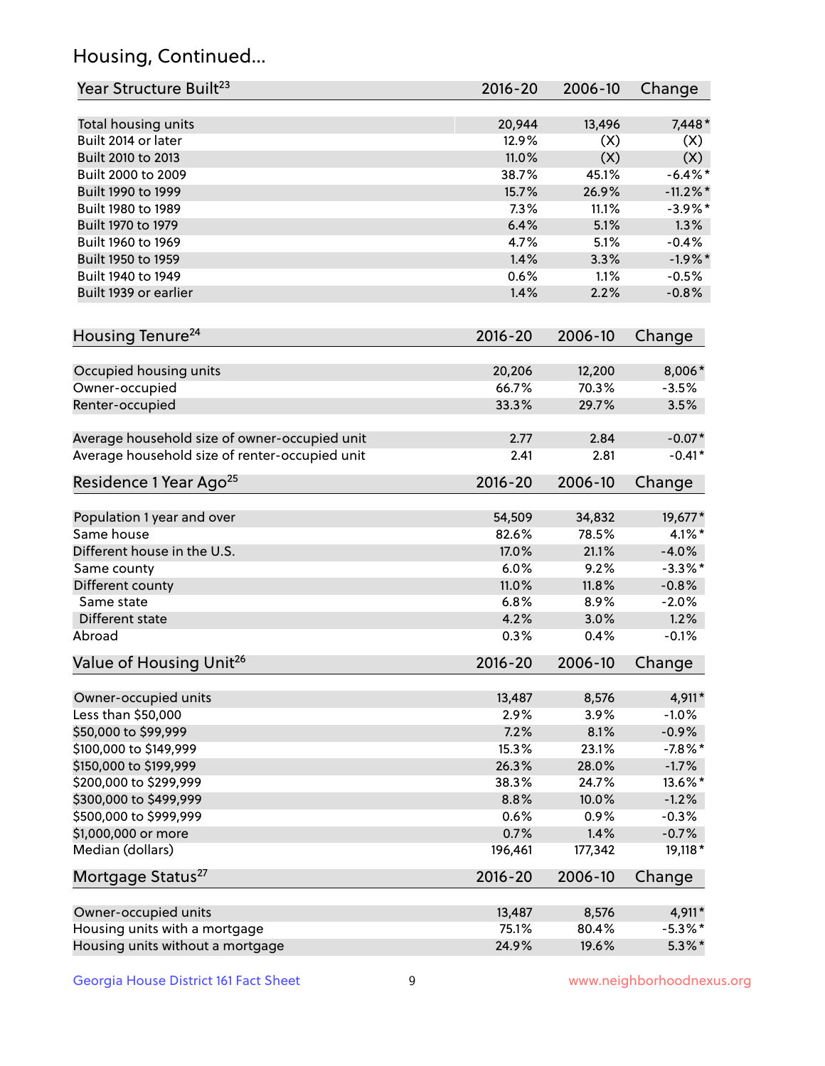## Housing, Continued...

| Year Structure Built[23] | 2016-20 | 2006-10 | Change |
|---|---|---|---|
| Total housing units | 20,944 | 13,496 | 7,448* |
| Built 2014 or later | 12.9% | (X) | (X) |
| Built 2010 to 2013 | 11.0% | (X) | (X) |
| Built 2000 to 2009 | 38.7% | 45.1% | -6.4%* |
| Built 1990 to 1999 | 15.7% | 26.9% | -11.2%* |
| Built 1980 to 1989 | 7.3% | 11.1% | -3.9%* |
| Built 1970 to 1979 | 6.4% | 5.1% | 1.3% |
| Built 1960 to 1969 | 4.7% | 5.1% | -0.4% |
| Built 1950 to 1959 | 1.4% | 3.3% | -1.9%* |
| Built 1940 to 1949 | 0.6% | 1.1% | -0.5% |
| Built 1939 or earlier | 1.4% | 2.2% | -0.8% |

| Housing Tenure[24] | 2016-20 | 2006-10 | Change |
|---|---|---|---|
| Occupied housing units | 20,206 | 12,200 | 8,006* |
| Owner-occupied | 66.7% | 70.3% | -3.5% |
| Renter-occupied | 33.3% | 29.7% | 3.5% |
| Average household size of owner-occupied unit | 2.77 | 2.84 | -0.07* |
| Average household size of renter-occupied unit | 2.41 | 2.81 | -0.41* |

| Residence 1 Year Ago[25] | 2016-20 | 2006-10 | Change |
|---|---|---|---|
| Population 1 year and over | 54,509 | 34,832 | 19,677* |
| Same house | 82.6% | 78.5% | 4.1%* |
| Different house in the U.S. | 17.0% | 21.1% | -4.0% |
| Same county | 6.0% | 9.2% | -3.3%* |
| Different county | 11.0% | 11.8% | -0.8% |
| Same state | 6.8% | 8.9% | -2.0% |
| Different state | 4.2% | 3.0% | 1.2% |
| Abroad | 0.3% | 0.4% | -0.1% |

| Value of Housing Unit[26] | 2016-20 | 2006-10 | Change |
|---|---|---|---|
| Owner-occupied units | 13,487 | 8,576 | 4,911* |
| Less than $50,000 | 2.9% | 3.9% | -1.0% |
| $50,000 to $99,999 | 7.2% | 8.1% | -0.9% |
| $100,000 to $149,999 | 15.3% | 23.1% | -7.8%* |
| $150,000 to $199,999 | 26.3% | 28.0% | -1.7% |
| $200,000 to $299,999 | 38.3% | 24.7% | 13.6%* |
| $300,000 to $499,999 | 8.8% | 10.0% | -1.2% |
| $500,000 to $999,999 | 0.6% | 0.9% | -0.3% |
| $1,000,000 or more | 0.7% | 1.4% | -0.7% |
| Median (dollars) | 196,461 | 177,342 | 19,118* |

| Mortgage Status[27] | 2016-20 | 2006-10 | Change |
|---|---|---|---|
| Owner-occupied units | 13,487 | 8,576 | 4,911* |
| Housing units with a mortgage | 75.1% | 80.4% | -5.3%* |
| Housing units without a mortgage | 24.9% | 19.6% | 5.3%* |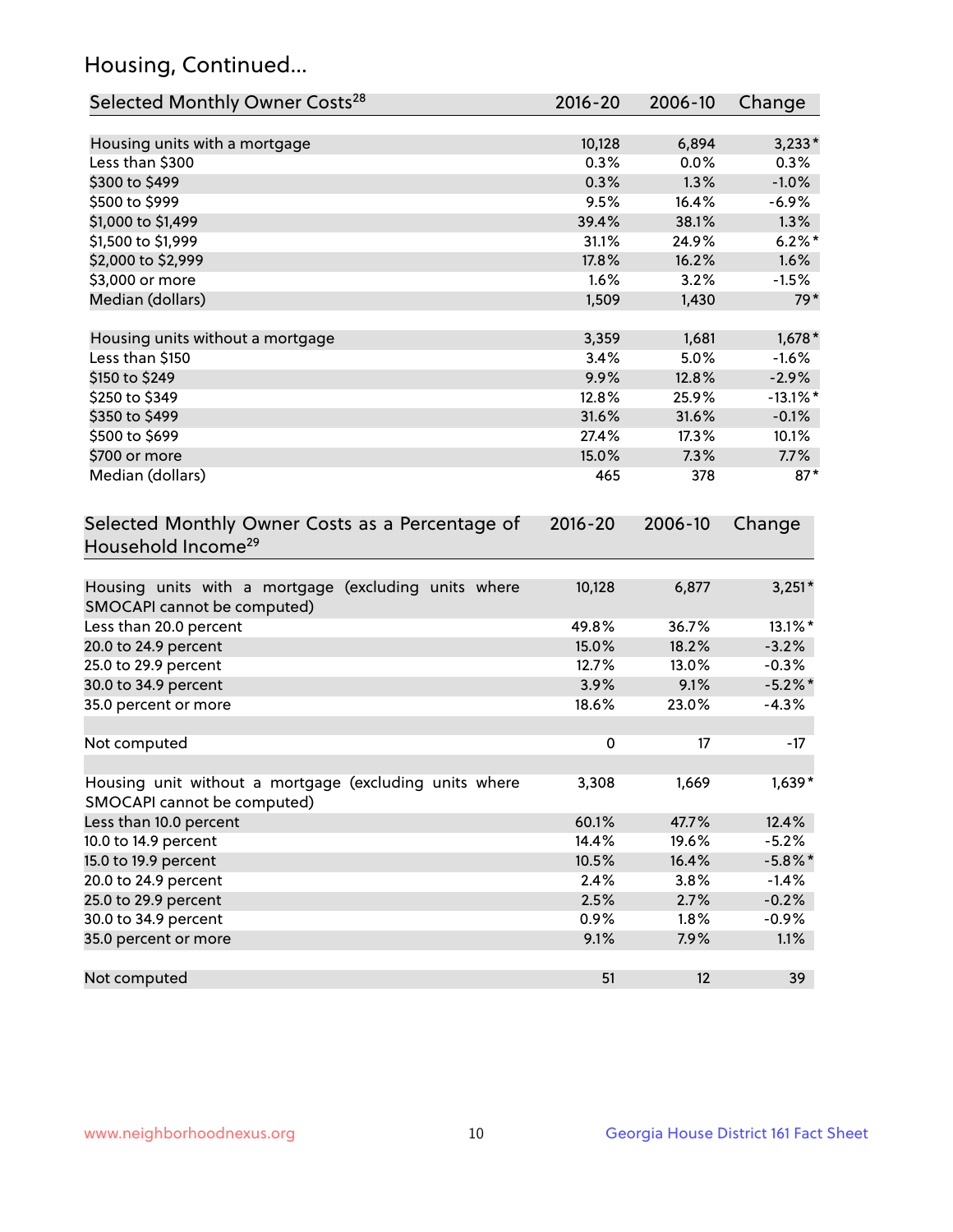## Housing, Continued...

| Selected Monthly Owner Costs[28] | 2016-20 | 2006-10 | Change |
|---|---|---|---|
| Housing units with a mortgage | 10,128 | 6,894 | 3,233* |
| Less than $300 | 0.3% | 0.0% | 0.3% |
| $300 to $499 | 0.3% | 1.3% | -1.0% |
| $500 to $999 | 9.5% | 16.4% | -6.9% |
| $1,000 to $1,499 | 39.4% | 38.1% | 1.3% |
| $1,500 to $1,999 | 31.1% | 24.9% | 6.2%* |
| $2,000 to $2,999 | 17.8% | 16.2% | 1.6% |
| $3,000 or more | 1.6% | 3.2% | -1.5% |
| Median (dollars) | 1,509 | 1,430 | 79* |
| | | | |
| Housing units without a mortgage | 3,359 | 1,681 | 1,678* |
| Less than $150 | 3.4% | 5.0% | -1.6% |
| $150 to $249 | 9.9% | 12.8% | -2.9% |
| $250 to $349 | 12.8% | 25.9% | -13.1%* |
| $350 to $499 | 31.6% | 31.6% | -0.1% |
| $500 to $699 | 27.4% | 17.3% | 10.1% |
| $700 or more | 15.0% | 7.3% | 7.7% |
| Median (dollars) | 465 | 378 | 87* |

| Selected Monthly Owner Costs as a Percentage of Household Income[29] | 2016-20 | 2006-10 | Change |
|---|---|---|---|
| Housing units with a mortgage (excluding units where SMOCAPI cannot be computed) | 10,128 | 6,877 | 3,251* |
| Less than 20.0 percent | 49.8% | 36.7% | 13.1%* |
| 20.0 to 24.9 percent | 15.0% | 18.2% | -3.2% |
| 25.0 to 29.9 percent | 12.7% | 13.0% | -0.3% |
| 30.0 to 34.9 percent | 3.9% | 9.1% | -5.2%* |
| 35.0 percent or more | 18.6% | 23.0% | -4.3% |
| | | | |
| Not computed | 0 | 17 | -17 |
| | | | |
| Housing unit without a mortgage (excluding units where SMOCAPI cannot be computed) | 3,308 | 1,669 | 1,639* |
| Less than 10.0 percent | 60.1% | 47.7% | 12.4% |
| 10.0 to 14.9 percent | 14.4% | 19.6% | -5.2% |
| 15.0 to 19.9 percent | 10.5% | 16.4% | -5.8%* |
| 20.0 to 24.9 percent | 2.4% | 3.8% | -1.4% |
| 25.0 to 29.9 percent | 2.5% | 2.7% | -0.2% |
| 30.0 to 34.9 percent | 0.9% | 1.8% | -0.9% |
| 35.0 percent or more | 9.1% | 7.9% | 1.1% |
| | | | |
| Not computed | 51 | 12 | 39 |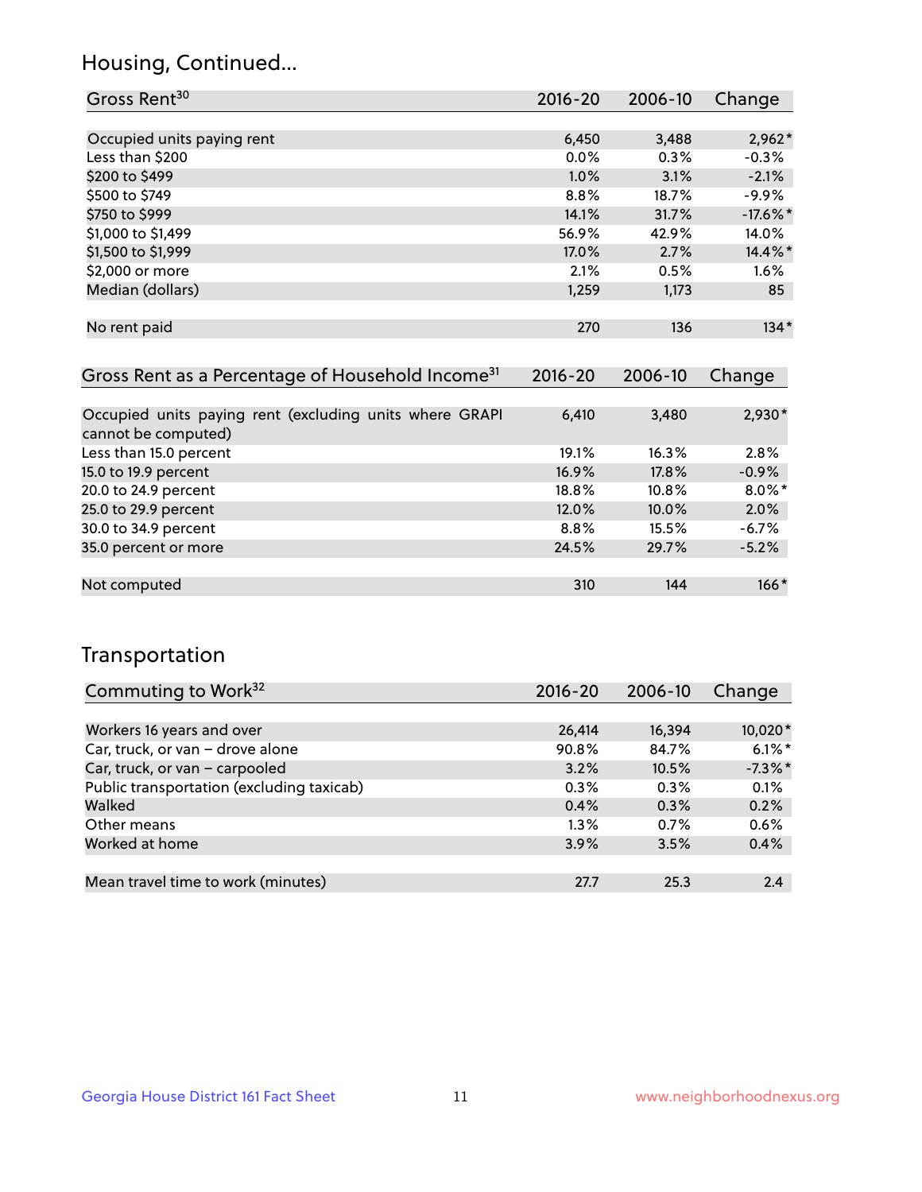## Housing, Continued...

| Gross Rent[30] | 2016-20 | 2006-10 | Change |
|---|---|---|---|
| Occupied units paying rent | 6,450 | 3,488 | 2,962* |
| Less than $200 | 0.0% | 0.3% | -0.3% |
| $200 to $499 | 1.0% | 3.1% | -2.1% |
| $500 to $749 | 8.8% | 18.7% | -9.9% |
| $750 to $999 | 14.1% | 31.7% | -17.6%* |
| $1,000 to $1,499 | 56.9% | 42.9% | 14.0% |
| $1,500 to $1,999 | 17.0% | 2.7% | 14.4%* |
| $2,000 or more | 2.1% | 0.5% | 1.6% |
| Median (dollars) | 1,259 | 1,173 | 85 |
| No rent paid | 270 | 136 | 134* |

| Gross Rent as a Percentage of Household Income[31] | 2016-20 | 2006-10 | Change |
|---|---|---|---|
| Occupied units paying rent (excluding units where GRAPI cannot be computed) | 6,410 | 3,480 | 2,930* |
| Less than 15.0 percent | 19.1% | 16.3% | 2.8% |
| 15.0 to 19.9 percent | 16.9% | 17.8% | -0.9% |
| 20.0 to 24.9 percent | 18.8% | 10.8% | 8.0%* |
| 25.0 to 29.9 percent | 12.0% | 10.0% | 2.0% |
| 30.0 to 34.9 percent | 8.8% | 15.5% | -6.7% |
| 35.0 percent or more | 24.5% | 29.7% | -5.2% |
| Not computed | 310 | 144 | 166* |

## Transportation

| Commuting to Work[32] | 2016-20 | 2006-10 | Change |
|---|---|---|---|
| Workers 16 years and over | 26,414 | 16,394 | 10,020* |
| Car, truck, or van – drove alone | 90.8% | 84.7% | 6.1%* |
| Car, truck, or van – carpooled | 3.2% | 10.5% | -7.3%* |
| Public transportation (excluding taxicab) | 0.3% | 0.3% | 0.1% |
| Walked | 0.4% | 0.3% | 0.2% |
| Other means | 1.3% | 0.7% | 0.6% |
| Worked at home | 3.9% | 3.5% | 0.4% |
| Mean travel time to work (minutes) | 27.7 | 25.3 | 2.4 |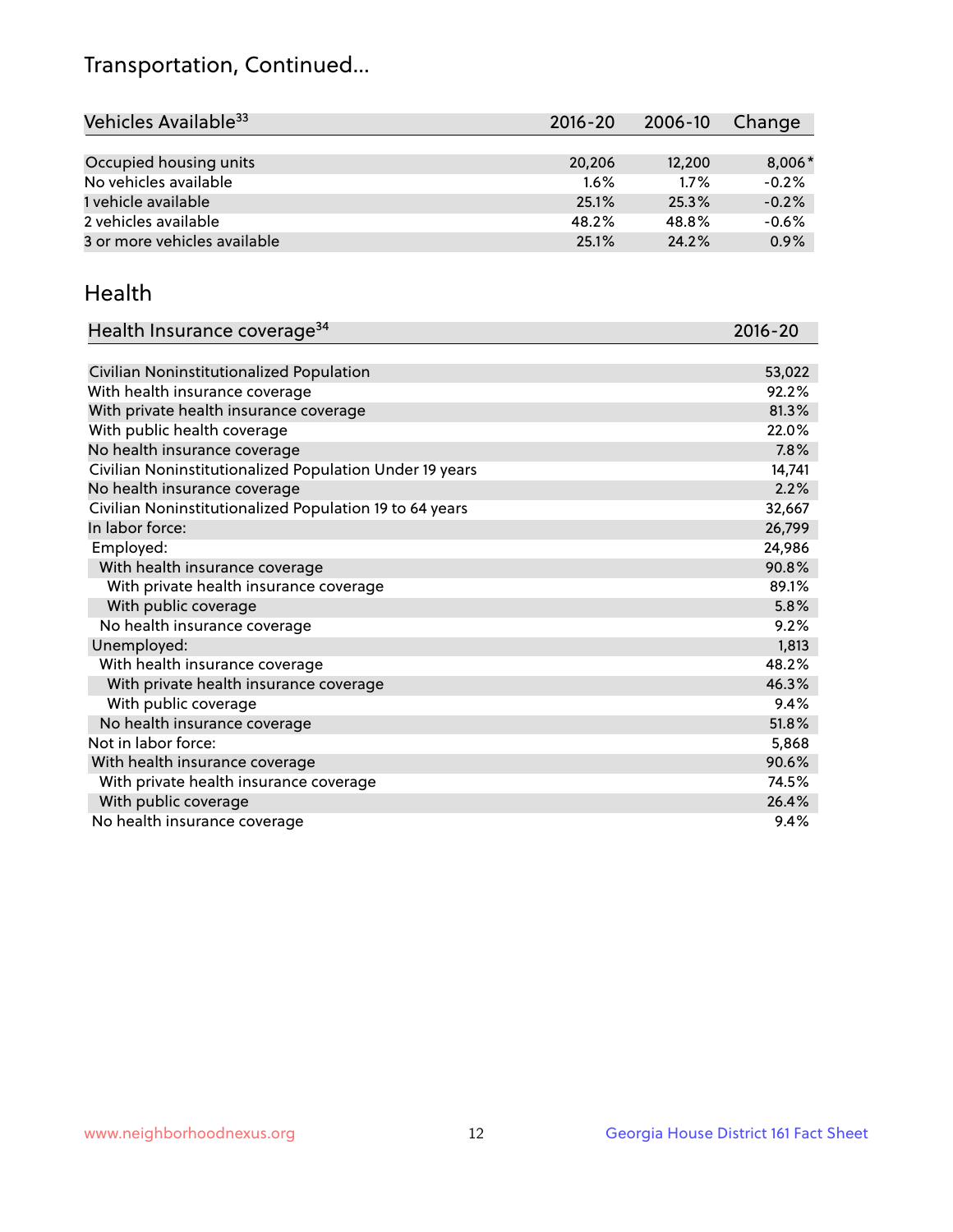## Transportation, Continued...

| Vehicles Available[33] | 2016-20 | 2006-10 | Change |
|---|---|---|---|
| Occupied housing units | 20,206 | 12,200 | 8,006* |
| No vehicles available | 1.6% | 1.7% | -0.2% |
| 1 vehicle available | 25.1% | 25.3% | -0.2% |
| 2 vehicles available | 48.2% | 48.8% | -0.6% |
| 3 or more vehicles available | 25.1% | 24.2% | 0.9% |

## Health

| Health Insurance coverage[34] | 2016-20 |
|---|---|
| Civilian Noninstitutionalized Population | 53,022 |
| With health insurance coverage | 92.2% |
| With private health insurance coverage | 81.3% |
| With public health coverage | 22.0% |
| No health insurance coverage | 7.8% |
| Civilian Noninstitutionalized Population Under 19 years | 14,741 |
| No health insurance coverage | 2.2% |
| Civilian Noninstitutionalized Population 19 to 64 years | 32,667 |
| In labor force: | 26,799 |
| Employed: | 24,986 |
| With health insurance coverage | 90.8% |
| With private health insurance coverage | 89.1% |
| With public coverage | 5.8% |
| No health insurance coverage | 9.2% |
| Unemployed: | 1,813 |
| With health insurance coverage | 48.2% |
| With private health insurance coverage | 46.3% |
| With public coverage | 9.4% |
| No health insurance coverage | 51.8% |
| Not in labor force: | 5,868 |
| With health insurance coverage | 90.6% |
| With private health insurance coverage | 74.5% |
| With public coverage | 26.4% |
| No health insurance coverage | 9.4% |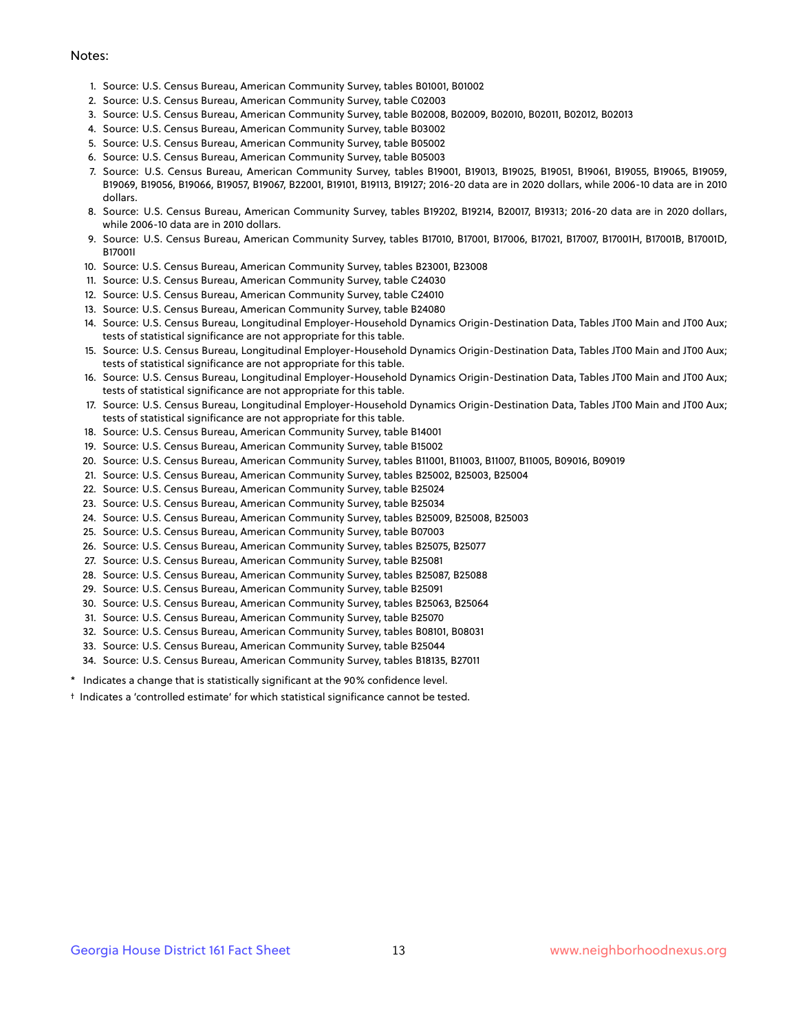Notes:

1. Source: U.S. Census Bureau, American Community Survey, tables B01001, B01002
2. Source: U.S. Census Bureau, American Community Survey, table C02003
3. Source: U.S. Census Bureau, American Community Survey, table B02008, B02009, B02010, B02011, B02012, B02013
4. Source: U.S. Census Bureau, American Community Survey, table B03002
5. Source: U.S. Census Bureau, American Community Survey, table B05002
6. Source: U.S. Census Bureau, American Community Survey, table B05003
7. Source: U.S. Census Bureau, American Community Survey, tables B19001, B19013, B19025, B19051, B19061, B19055, B19065, B19059, B19069, B19056, B19066, B19057, B19067, B22001, B19101, B19113, B19127; 2016-20 data are in 2020 dollars, while 2006-10 data are in 2010 dollars.
8. Source: U.S. Census Bureau, American Community Survey, tables B19202, B19214, B20017, B19313; 2016-20 data are in 2020 dollars, while 2006-10 data are in 2010 dollars.
9. Source: U.S. Census Bureau, American Community Survey, tables B17010, B17001, B17006, B17021, B17007, B17001H, B17001B, B17001D, B17001I
10. Source: U.S. Census Bureau, American Community Survey, tables B23001, B23008
11. Source: U.S. Census Bureau, American Community Survey, table C24030
12. Source: U.S. Census Bureau, American Community Survey, table C24010
13. Source: U.S. Census Bureau, American Community Survey, table B24080
14. Source: U.S. Census Bureau, Longitudinal Employer-Household Dynamics Origin-Destination Data, Tables JT00 Main and JT00 Aux; tests of statistical significance are not appropriate for this table.
15. Source: U.S. Census Bureau, Longitudinal Employer-Household Dynamics Origin-Destination Data, Tables JT00 Main and JT00 Aux; tests of statistical significance are not appropriate for this table.
16. Source: U.S. Census Bureau, Longitudinal Employer-Household Dynamics Origin-Destination Data, Tables JT00 Main and JT00 Aux; tests of statistical significance are not appropriate for this table.
17. Source: U.S. Census Bureau, Longitudinal Employer-Household Dynamics Origin-Destination Data, Tables JT00 Main and JT00 Aux; tests of statistical significance are not appropriate for this table.
18. Source: U.S. Census Bureau, American Community Survey, table B14001
19. Source: U.S. Census Bureau, American Community Survey, table B15002
20. Source: U.S. Census Bureau, American Community Survey, tables B11001, B11003, B11007, B11005, B09016, B09019
21. Source: U.S. Census Bureau, American Community Survey, tables B25002, B25003, B25004
22. Source: U.S. Census Bureau, American Community Survey, table B25024
23. Source: U.S. Census Bureau, American Community Survey, table B25034
24. Source: U.S. Census Bureau, American Community Survey, tables B25009, B25008, B25003
25. Source: U.S. Census Bureau, American Community Survey, table B07003
26. Source: U.S. Census Bureau, American Community Survey, tables B25075, B25077
27. Source: U.S. Census Bureau, American Community Survey, table B25081
28. Source: U.S. Census Bureau, American Community Survey, tables B25087, B25088
29. Source: U.S. Census Bureau, American Community Survey, table B25091
30. Source: U.S. Census Bureau, American Community Survey, tables B25063, B25064
31. Source: U.S. Census Bureau, American Community Survey, table B25070
32. Source: U.S. Census Bureau, American Community Survey, tables B08101, B08031
33. Source: U.S. Census Bureau, American Community Survey, table B25044
34. Source: U.S. Census Bureau, American Community Survey, tables B18135, B27011

\* Indicates a change that is statistically significant at the 90% confidence level.

† Indicates a 'controlled estimate' for which statistical significance cannot be tested.